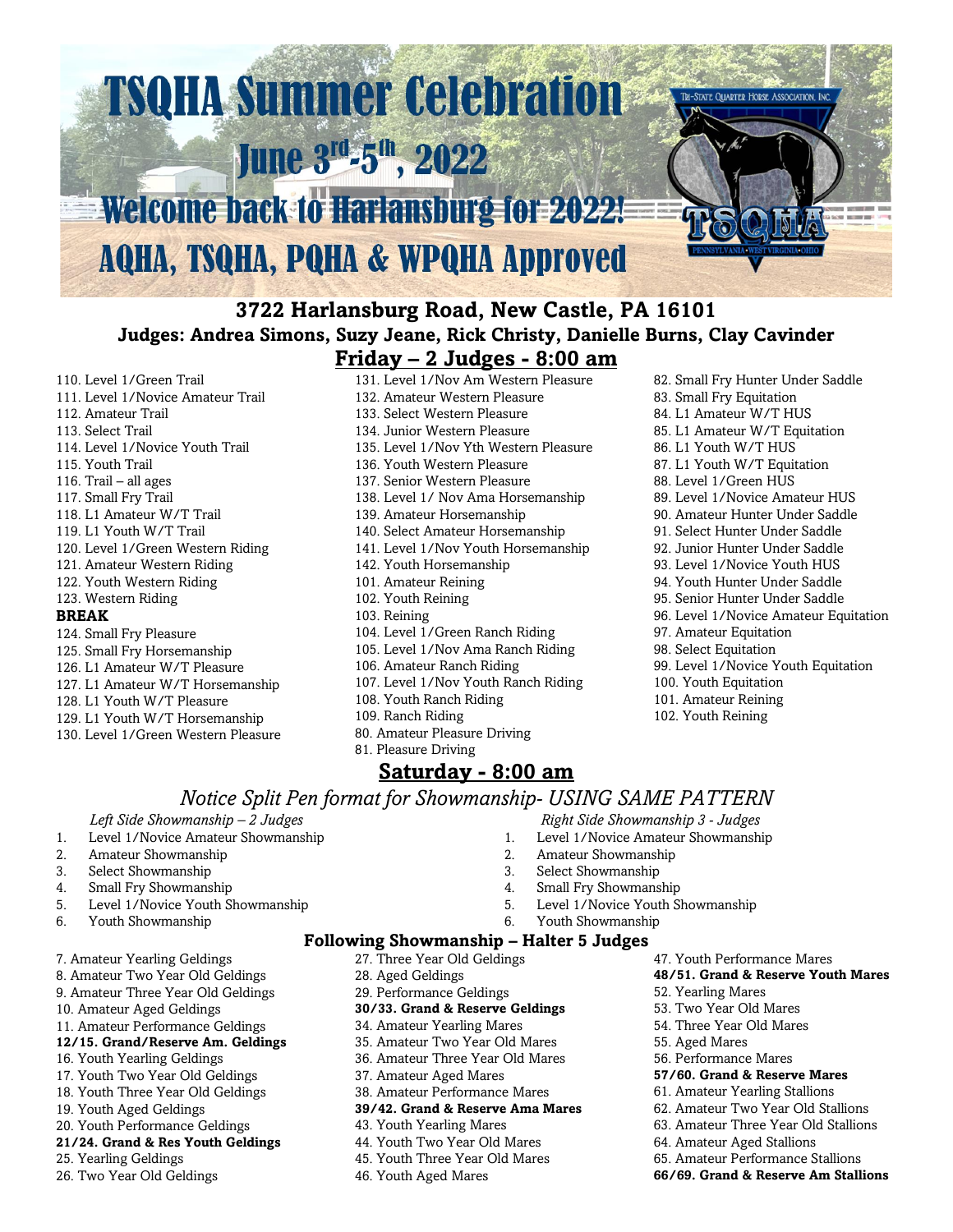# TSQHA Summer Celebration

## June 3rd-5th, 2022

## Welcome back to Harlansburg for 2022!

## AQHA, TSQHA, PQHA & WPQHA Approved

TRI-STATE QUARTER HORSE ASSOCIATION, INC.
TSQHA
PENNSYLVANIA·WEST VIRGINIA·OHIO

**3722 Harlansburg Road, New Castle, PA 16101**

**Judges: Andrea Simons, Suzy Jeane, Rick Christy, Danielle Burns, Clay Cavinder**

## Friday – 2 Judges - 8:00 am

110. Level 1/Green Trail
111. Level 1/Novice Amateur Trail
112. Amateur Trail
113. Select Trail
114. Level 1/Novice Youth Trail
115. Youth Trail
116. Trail – all ages
117. Small Fry Trail
118. L1 Amateur W/T Trail
119. L1 Youth W/T Trail
120. Level 1/Green Western Riding
121. Amateur Western Riding
122. Youth Western Riding
123. Western Riding

**BREAK**

124. Small Fry Pleasure
125. Small Fry Horsemanship
126. L1 Amateur W/T Pleasure
127. L1 Amateur W/T Horsemanship
128. L1 Youth W/T Pleasure
129. L1 Youth W/T Horsemanship
130. Level 1/Green Western Pleasure
131. Level 1/Nov Am Western Pleasure
132. Amateur Western Pleasure
133. Select Western Pleasure
134. Junior Western Pleasure
135. Level 1/Nov Yth Western Pleasure
136. Youth Western Pleasure
137. Senior Western Pleasure
138. Level 1/ Nov Ama Horsemanship
139. Amateur Horsemanship
140. Select Amateur Horsemanship
141. Level 1/Nov Youth Horsemanship
142. Youth Horsemanship
101. Amateur Reining
102. Youth Reining
103. Reining
104. Level 1/Green Ranch Riding
105. Level 1/Nov Ama Ranch Riding
106. Amateur Ranch Riding
107. Level 1/Nov Youth Ranch Riding
108. Youth Ranch Riding
109. Ranch Riding
80. Amateur Pleasure Driving
81. Pleasure Driving
82. Small Fry Hunter Under Saddle
83. Small Fry Equitation
84. L1 Amateur W/T HUS
85. L1 Amateur W/T Equitation
86. L1 Youth W/T HUS
87. L1 Youth W/T Equitation
88. Level 1/Green HUS
89. Level 1/Novice Amateur HUS
90. Amateur Hunter Under Saddle
91. Select Hunter Under Saddle
92. Junior Hunter Under Saddle
93. Level 1/Novice Youth HUS
94. Youth Hunter Under Saddle
95. Senior Hunter Under Saddle
96. Level 1/Novice Amateur Equitation
97. Amateur Equitation
98. Select Equitation
99. Level 1/Novice Youth Equitation
100. Youth Equitation
101. Amateur Reining
102. Youth Reining

## Saturday - 8:00 am

*Notice Split Pen format for Showmanship- USING SAME PATTERN*

*Left Side Showmanship – 2 Judges*

1. Level 1/Novice Amateur Showmanship
2. Amateur Showmanship
3. Select Showmanship
4. Small Fry Showmanship
5. Level 1/Novice Youth Showmanship
6. Youth Showmanship

*Right Side Showmanship 3 - Judges*

1. Level 1/Novice Amateur Showmanship
2. Amateur Showmanship
3. Select Showmanship
4. Small Fry Showmanship
5. Level 1/Novice Youth Showmanship
6. Youth Showmanship

### Following Showmanship – Halter 5 Judges

7. Amateur Yearling Geldings
8. Amateur Two Year Old Geldings
9. Amateur Three Year Old Geldings
10. Amateur Aged Geldings
11. Amateur Performance Geldings

**12/15. Grand/Reserve Am. Geldings**

16. Youth Yearling Geldings
17. Youth Two Year Old Geldings
18. Youth Three Year Old Geldings
19. Youth Aged Geldings
20. Youth Performance Geldings

**21/24. Grand & Res Youth Geldings**

25. Yearling Geldings
26. Two Year Old Geldings
27. Three Year Old Geldings
28. Aged Geldings
29. Performance Geldings

**30/33. Grand & Reserve Geldings**

34. Amateur Yearling Mares
35. Amateur Two Year Old Mares
36. Amateur Three Year Old Mares
37. Amateur Aged Mares
38. Amateur Performance Mares

**39/42. Grand & Reserve Ama Mares**

43. Youth Yearling Mares
44. Youth Two Year Old Mares
45. Youth Three Year Old Mares
46. Youth Aged Mares
47. Youth Performance Mares

**48/51. Grand & Reserve Youth Mares**

52. Yearling Mares
53. Two Year Old Mares
54. Three Year Old Mares
55. Aged Mares
56. Performance Mares

**57/60. Grand & Reserve Mares**

61. Amateur Yearling Stallions
62. Amateur Two Year Old Stallions
63. Amateur Three Year Old Stallions
64. Amateur Aged Stallions
65. Amateur Performance Stallions

**66/69. Grand & Reserve Am Stallions**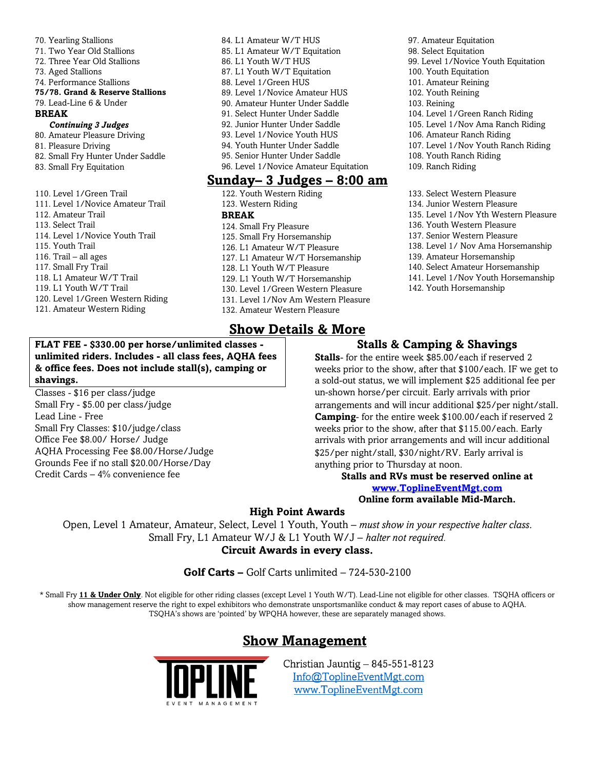70. Yearling Stallions
71. Two Year Old Stallions
72. Three Year Old Stallions
73. Aged Stallions
74. Performance Stallions
**75/78. Grand & Reserve Stallions**
79. Lead-Line 6 & Under

**BREAK**

***Continuing 3 Judges***

80. Amateur Pleasure Driving
81. Pleasure Driving
82. Small Fry Hunter Under Saddle
83. Small Fry Equitation
84. L1 Amateur W/T HUS
85. L1 Amateur W/T Equitation
86. L1 Youth W/T HUS
87. L1 Youth W/T Equitation
88. Level 1/Green HUS
89. Level 1/Novice Amateur HUS
90. Amateur Hunter Under Saddle
91. Select Hunter Under Saddle
92. Junior Hunter Under Saddle
93. Level 1/Novice Youth HUS
94. Youth Hunter Under Saddle
95. Senior Hunter Under Saddle
96. Level 1/Novice Amateur Equitation
97. Amateur Equitation
98. Select Equitation
99. Level 1/Novice Youth Equitation
100. Youth Equitation
101. Amateur Reining
102. Youth Reining
103. Reining
104. Level 1/Green Ranch Riding
105. Level 1/Nov Ama Ranch Riding
106. Amateur Ranch Riding
107. Level 1/Nov Youth Ranch Riding
108. Youth Ranch Riding
109. Ranch Riding

## Sunday– 3 Judges – 8:00 am

110. Level 1/Green Trail
111. Level 1/Novice Amateur Trail
112. Amateur Trail
113. Select Trail
114. Level 1/Novice Youth Trail
115. Youth Trail
116. Trail – all ages
117. Small Fry Trail
118. L1 Amateur W/T Trail
119. L1 Youth W/T Trail
120. Level 1/Green Western Riding
121. Amateur Western Riding
122. Youth Western Riding
123. Western Riding

**BREAK**

124. Small Fry Pleasure
125. Small Fry Horsemanship
126. L1 Amateur W/T Pleasure
127. L1 Amateur W/T Horsemanship
128. L1 Youth W/T Pleasure
129. L1 Youth W/T Horsemanship
130. Level 1/Green Western Pleasure
131. Level 1/Nov Am Western Pleasure
132. Amateur Western Pleasure
133. Select Western Pleasure
134. Junior Western Pleasure
135. Level 1/Nov Yth Western Pleasure
136. Youth Western Pleasure
137. Senior Western Pleasure
138. Level 1/ Nov Ama Horsemanship
139. Amateur Horsemanship
140. Select Amateur Horsemanship
141. Level 1/Nov Youth Horsemanship
142. Youth Horsemanship

## Show Details & More

**FLAT FEE - $330.00 per horse/unlimited classes - unlimited riders. Includes - all class fees, AQHA fees & office fees. Does not include stall(s), camping or shavings.**

Classes - $16 per class/judge
Small Fry - $5.00 per class/judge
Lead Line - Free
Small Fry Classes: $10/judge/class
Office Fee $8.00/ Horse/ Judge
AQHA Processing Fee $8.00/Horse/Judge
Grounds Fee if no stall $20.00/Horse/Day
Credit Cards – 4% convenience fee

### Stalls & Camping & Shavings

**Stalls**- for the entire week $85.00/each if reserved 2 weeks prior to the show, after that $100/each. IF we get to a sold-out status, we will implement $25 additional fee per un-shown horse/per circuit. Early arrivals with prior arrangements and will incur additional $25/per night/stall. **Camping**- for the entire week $100.00/each if reserved 2 weeks prior to the show, after that $115.00/each. Early arrivals with prior arrangements and will incur additional $25/per night/stall, $30/night/RV. Early arrival is anything prior to Thursday at noon.

**Stalls and RVs must be reserved online at [www.ToplineEventMgt.com](http://www.ToplineEventMgt.com)**
**Online form available Mid-March.**

### High Point Awards

Open, Level 1 Amateur, Amateur, Select, Level 1 Youth, Youth – *must show in your respective halter class*.
Small Fry, L1 Amateur W/J & L1 Youth W/J – *halter not required.*
**Circuit Awards in every class.**

**Golf Carts –** Golf Carts unlimited – 724-530-2100

* Small Fry **11 & Under Only**. Not eligible for other riding classes (except Level 1 Youth W/T). Lead-Line not eligible for other classes. TSQHA officers or show management reserve the right to expel exhibitors who demonstrate unsportsmanlike conduct & may report cases of abuse to AQHA. TSQHA's shows are 'pointed' by WPQHA however, these are separately managed shows.

## Show Management

TOPLINE EVENT MANAGEMENT

Christian Jauntig – 845-551-8123
[Info@ToplineEventMgt.com](mailto:Info@ToplineEventMgt.com)
[www.ToplineEventMgt.com](http://www.ToplineEventMgt.com)